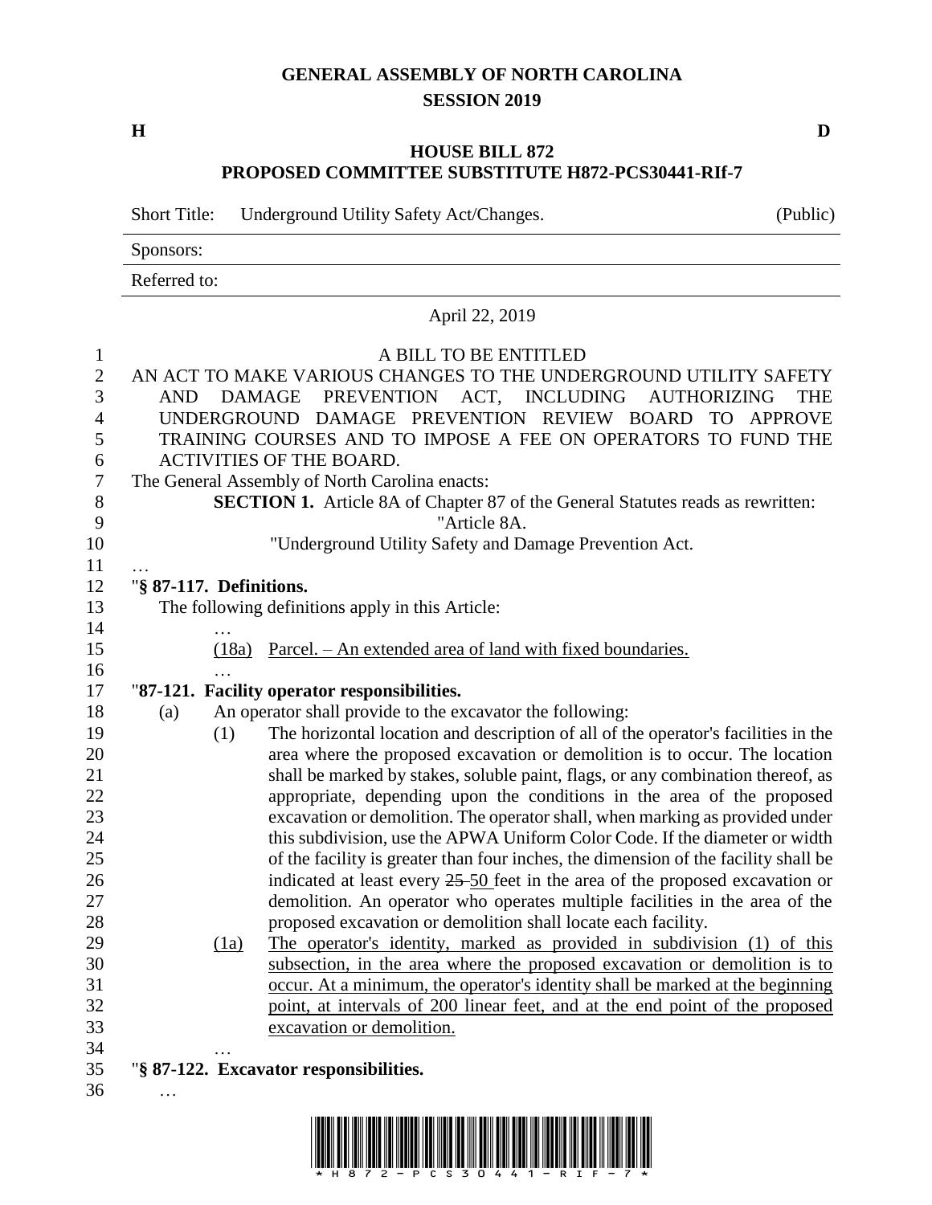# GENERAL ASSEMBLY OF NORTH CAROLINA
## SESSION 2019

**H** **D**

## HOUSE BILL 872
## PROPOSED COMMITTEE SUBSTITUTE H872-PCS30441-RIf-7

Short Title: Underground Utility Safety Act/Changes. (Public)

Sponsors:

Referred to:

April 22, 2019

A BILL TO BE ENTITLED

AN ACT TO MAKE VARIOUS CHANGES TO THE UNDERGROUND UTILITY SAFETY AND DAMAGE PREVENTION ACT, INCLUDING AUTHORIZING THE UNDERGROUND DAMAGE PREVENTION REVIEW BOARD TO APPROVE TRAINING COURSES AND TO IMPOSE A FEE ON OPERATORS TO FUND THE ACTIVITIES OF THE BOARD.

The General Assembly of North Carolina enacts:

**SECTION 1.** Article 8A of Chapter 87 of the General Statutes reads as rewritten:

"Article 8A.

"Underground Utility Safety and Damage Prevention Act.

…

"**§ 87-117. Definitions.**

The following definitions apply in this Article:

…

(18a) Parcel. – An extended area of land with fixed boundaries.

…

"**87-121. Facility operator responsibilities.**

(a) An operator shall provide to the excavator the following:

(1) The horizontal location and description of all of the operator's facilities in the area where the proposed excavation or demolition is to occur. The location shall be marked by stakes, soluble paint, flags, or any combination thereof, as appropriate, depending upon the conditions in the area of the proposed excavation or demolition. The operator shall, when marking as provided under this subdivision, use the APWA Uniform Color Code. If the diameter or width of the facility is greater than four inches, the dimension of the facility shall be indicated at least every ~~25~~ 50 feet in the area of the proposed excavation or demolition. An operator who operates multiple facilities in the area of the proposed excavation or demolition shall locate each facility.

(1a) The operator's identity, marked as provided in subdivision (1) of this subsection, in the area where the proposed excavation or demolition is to occur. At a minimum, the operator's identity shall be marked at the beginning point, at intervals of 200 linear feet, and at the end point of the proposed excavation or demolition.

…

"**§ 87-122. Excavator responsibilities.**

…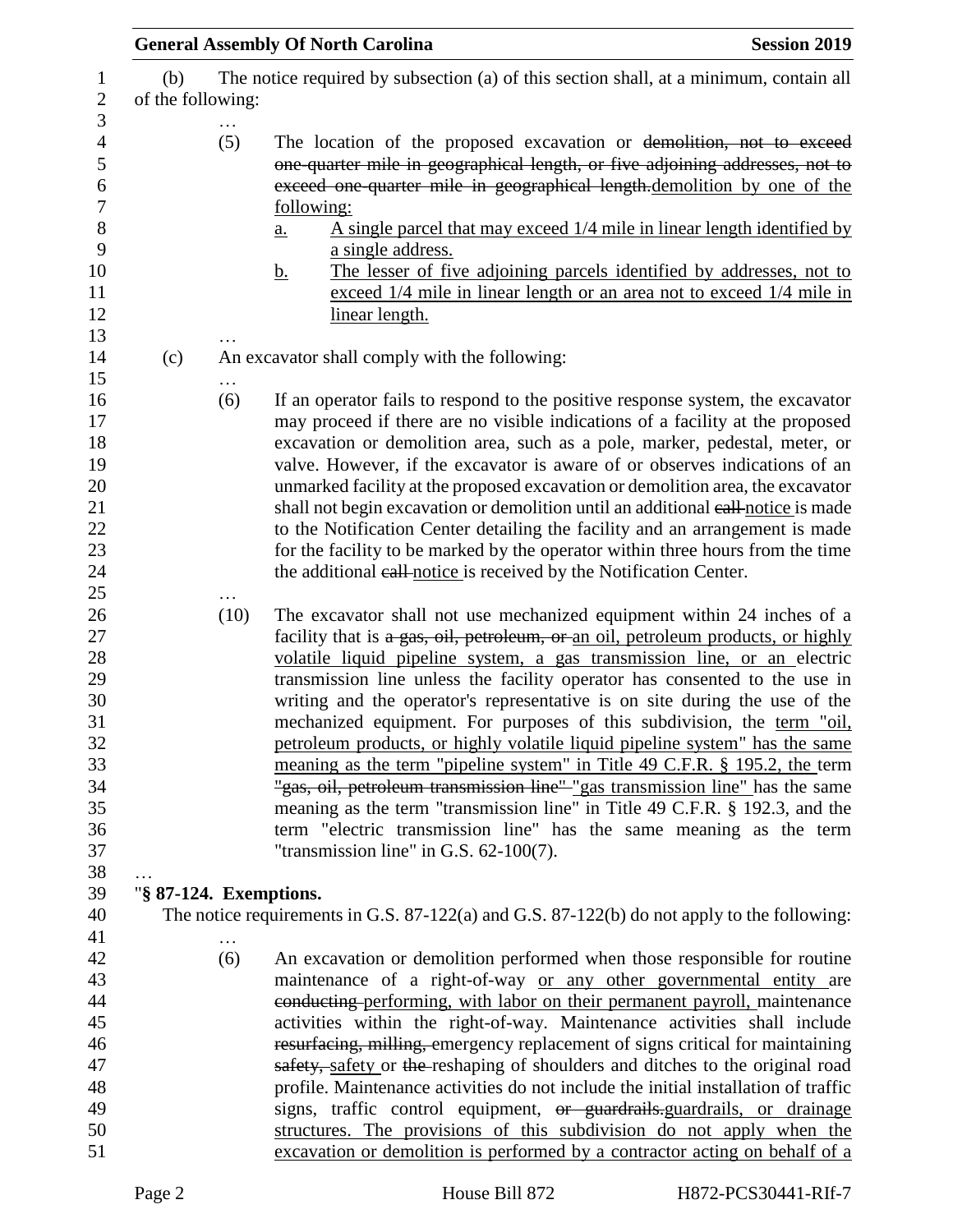(b) The notice required by subsection (a) of this section shall, at a minimum, contain all of the following:

…

(5) The location of the proposed excavation or ~~demolition, not to exceed one-quarter mile in geographical length, or five adjoining addresses, not to exceed one-quarter mile in geographical length.~~demolition by one of the following:

a. A single parcel that may exceed 1/4 mile in linear length identified by a single address.

b. The lesser of five adjoining parcels identified by addresses, not to exceed 1/4 mile in linear length or an area not to exceed 1/4 mile in linear length.

…

(c) An excavator shall comply with the following:

…

(6) If an operator fails to respond to the positive response system, the excavator may proceed if there are no visible indications of a facility at the proposed excavation or demolition area, such as a pole, marker, pedestal, meter, or valve. However, if the excavator is aware of or observes indications of an unmarked facility at the proposed excavation or demolition area, the excavator shall not begin excavation or demolition until an additional ~~call~~ notice is made to the Notification Center detailing the facility and an arrangement is made for the facility to be marked by the operator within three hours from the time the additional ~~call~~ notice is received by the Notification Center.

…

(10) The excavator shall not use mechanized equipment within 24 inches of a facility that is ~~a gas, oil, petroleum, or~~ an oil, petroleum products, or highly volatile liquid pipeline system, a gas transmission line, or an electric transmission line unless the facility operator has consented to the use in writing and the operator's representative is on site during the use of the mechanized equipment. For purposes of this subdivision, the term "oil, petroleum products, or highly volatile liquid pipeline system" has the same meaning as the term "pipeline system" in Title 49 C.F.R. § 195.2, the term ~~"gas, oil, petroleum transmission line"~~ "gas transmission line" has the same meaning as the term "transmission line" in Title 49 C.F.R. § 192.3, and the term "electric transmission line" has the same meaning as the term "transmission line" in G.S. 62-100(7).

…

"**§ 87-124. Exemptions.**

The notice requirements in G.S. 87-122(a) and G.S. 87-122(b) do not apply to the following:

…

(6) An excavation or demolition performed when those responsible for routine maintenance of a right-of-way or any other governmental entity are ~~conducting~~ performing, with labor on their permanent payroll, maintenance activities within the right-of-way. Maintenance activities shall include ~~resurfacing, milling,~~ emergency replacement of signs critical for maintaining ~~safety,~~ safety or ~~the~~ reshaping of shoulders and ditches to the original road profile. Maintenance activities do not include the initial installation of traffic signs, traffic control equipment, ~~or guardrails.~~guardrails, or drainage structures. The provisions of this subdivision do not apply when the excavation or demolition is performed by a contractor acting on behalf of a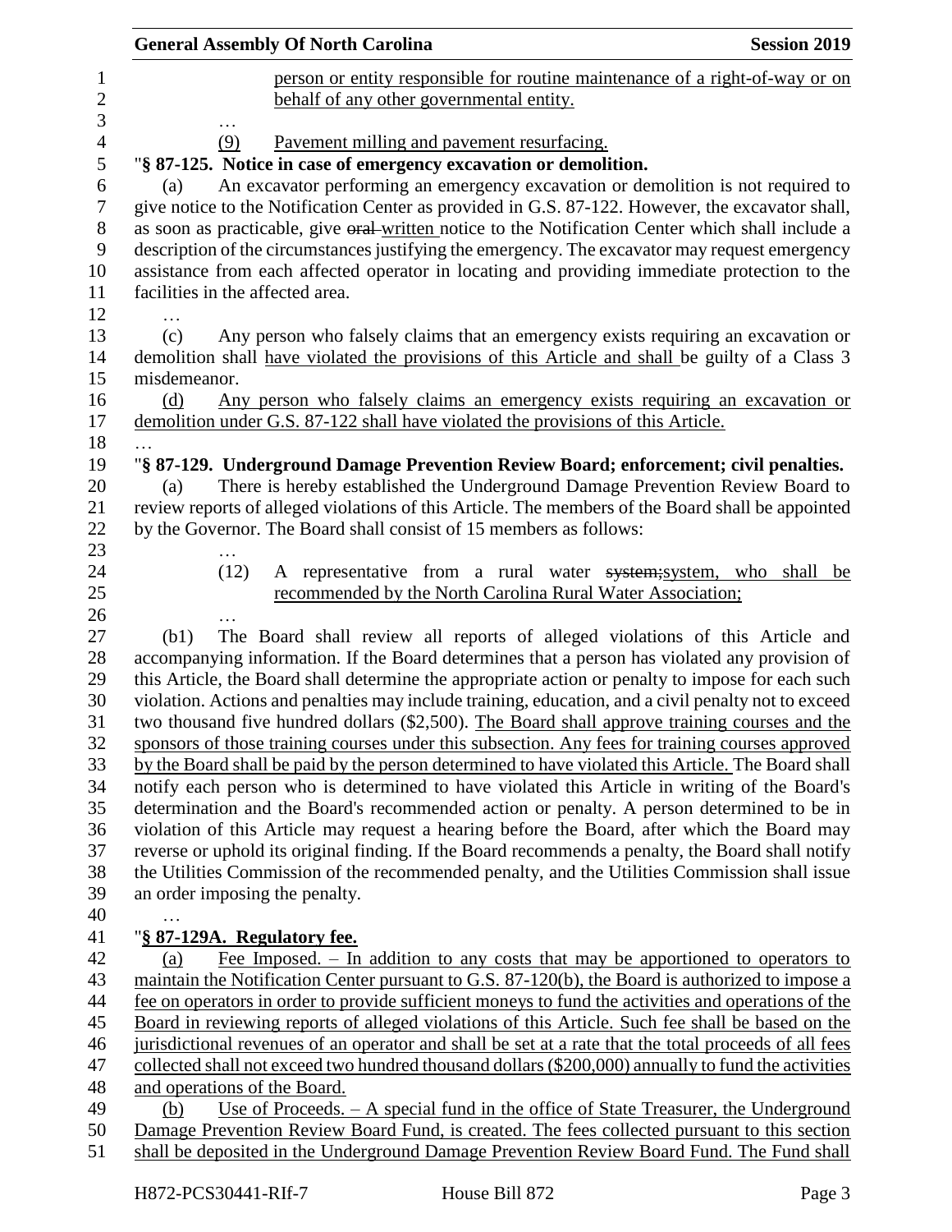person or entity responsible for routine maintenance of a right-of-way or on behalf of any other governmental entity.

…

(9) Pavement milling and pavement resurfacing.

"§ 87-125. Notice in case of emergency excavation or demolition.

(a) An excavator performing an emergency excavation or demolition is not required to give notice to the Notification Center as provided in G.S. 87-122. However, the excavator shall, as soon as practicable, give ~~oral~~ written notice to the Notification Center which shall include a description of the circumstances justifying the emergency. The excavator may request emergency assistance from each affected operator in locating and providing immediate protection to the facilities in the affected area.

…

(c) Any person who falsely claims that an emergency exists requiring an excavation or demolition shall have violated the provisions of this Article and shall be guilty of a Class 3 misdemeanor.

(d) Any person who falsely claims an emergency exists requiring an excavation or demolition under G.S. 87-122 shall have violated the provisions of this Article.

…

"§ 87-129. Underground Damage Prevention Review Board; enforcement; civil penalties.

(a) There is hereby established the Underground Damage Prevention Review Board to review reports of alleged violations of this Article. The members of the Board shall be appointed by the Governor. The Board shall consist of 15 members as follows:

…

(12) A representative from a rural water ~~system;~~system, who shall be recommended by the North Carolina Rural Water Association;

…

(b1) The Board shall review all reports of alleged violations of this Article and accompanying information. If the Board determines that a person has violated any provision of this Article, the Board shall determine the appropriate action or penalty to impose for each such violation. Actions and penalties may include training, education, and a civil penalty not to exceed two thousand five hundred dollars ($2,500). The Board shall approve training courses and the sponsors of those training courses under this subsection. Any fees for training courses approved by the Board shall be paid by the person determined to have violated this Article. The Board shall notify each person who is determined to have violated this Article in writing of the Board's determination and the Board's recommended action or penalty. A person determined to be in violation of this Article may request a hearing before the Board, after which the Board may reverse or uphold its original finding. If the Board recommends a penalty, the Board shall notify the Utilities Commission of the recommended penalty, and the Utilities Commission shall issue an order imposing the penalty.

…

"§ 87-129A. Regulatory fee.

(a) Fee Imposed. – In addition to any costs that may be apportioned to operators to maintain the Notification Center pursuant to G.S. 87-120(b), the Board is authorized to impose a fee on operators in order to provide sufficient moneys to fund the activities and operations of the Board in reviewing reports of alleged violations of this Article. Such fee shall be based on the jurisdictional revenues of an operator and shall be set at a rate that the total proceeds of all fees collected shall not exceed two hundred thousand dollars ($200,000) annually to fund the activities and operations of the Board.

(b) Use of Proceeds. – A special fund in the office of State Treasurer, the Underground Damage Prevention Review Board Fund, is created. The fees collected pursuant to this section shall be deposited in the Underground Damage Prevention Review Board Fund. The Fund shall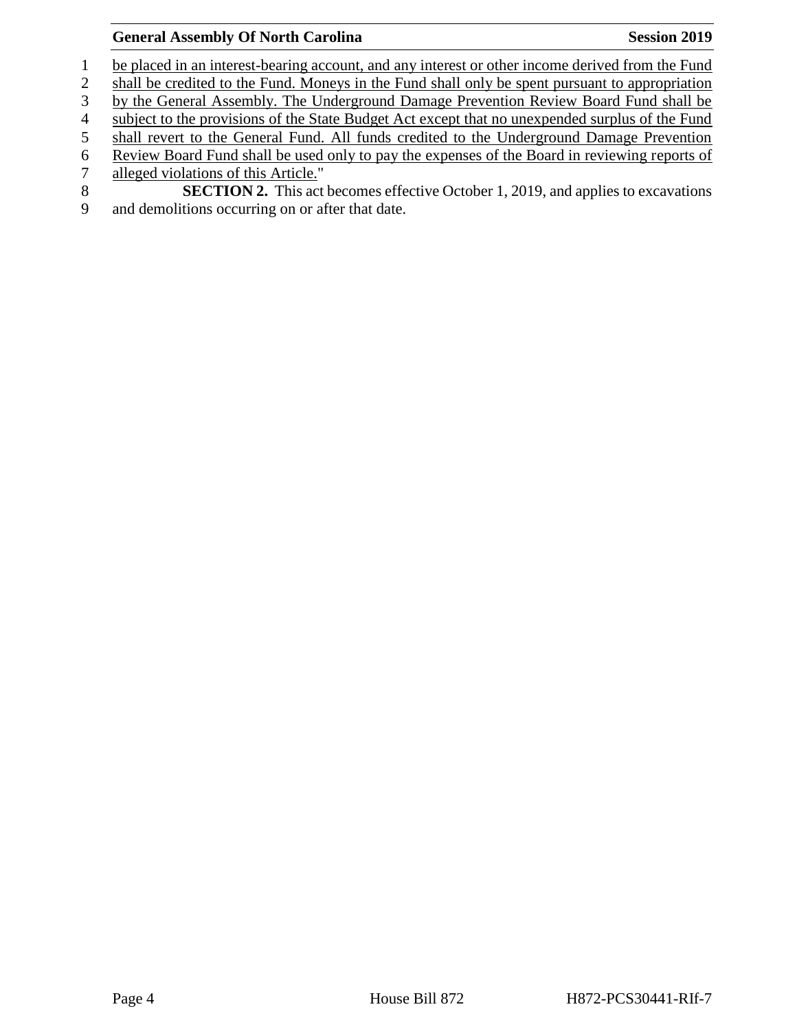be placed in an interest-bearing account, and any interest or other income derived from the Fund shall be credited to the Fund. Moneys in the Fund shall only be spent pursuant to appropriation by the General Assembly. The Underground Damage Prevention Review Board Fund shall be subject to the provisions of the State Budget Act except that no unexpended surplus of the Fund shall revert to the General Fund. All funds credited to the Underground Damage Prevention Review Board Fund shall be used only to pay the expenses of the Board in reviewing reports of alleged violations of this Article."

**SECTION 2.** This act becomes effective October 1, 2019, and applies to excavations and demolitions occurring on or after that date.